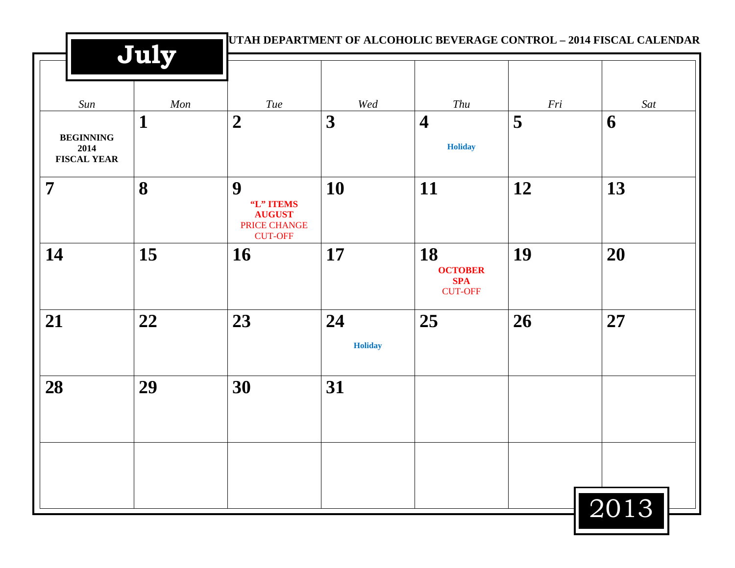# UTAH DEPARTMENT OF ALCOHOLIC BEVERAGE CONTROL – 2014 FISCAL CALENDAR

## July 2013

| Sun | Mon | Tue | Wed | Thu | Fri | Sat |
|---|---|---|---|---|---|---|
| **BEGINNING 2014 FISCAL YEAR** | **1** | **2** | **3** | **4** Holiday | **5** | **6** |
| **7** | **8** | **9** **“L” ITEMS AUGUST** PRICE CHANGE CUT-OFF | **10** | **11** | **12** | **13** |
| **14** | **15** | **16** | **17** | **18** **OCTOBER SPA** CUT-OFF | **19** | **20** |
| **21** | **22** | **23** | **24** Holiday | **25** | **26** | **27** |
| **28** | **29** | **30** | **31** | | | |
| | | | | | | |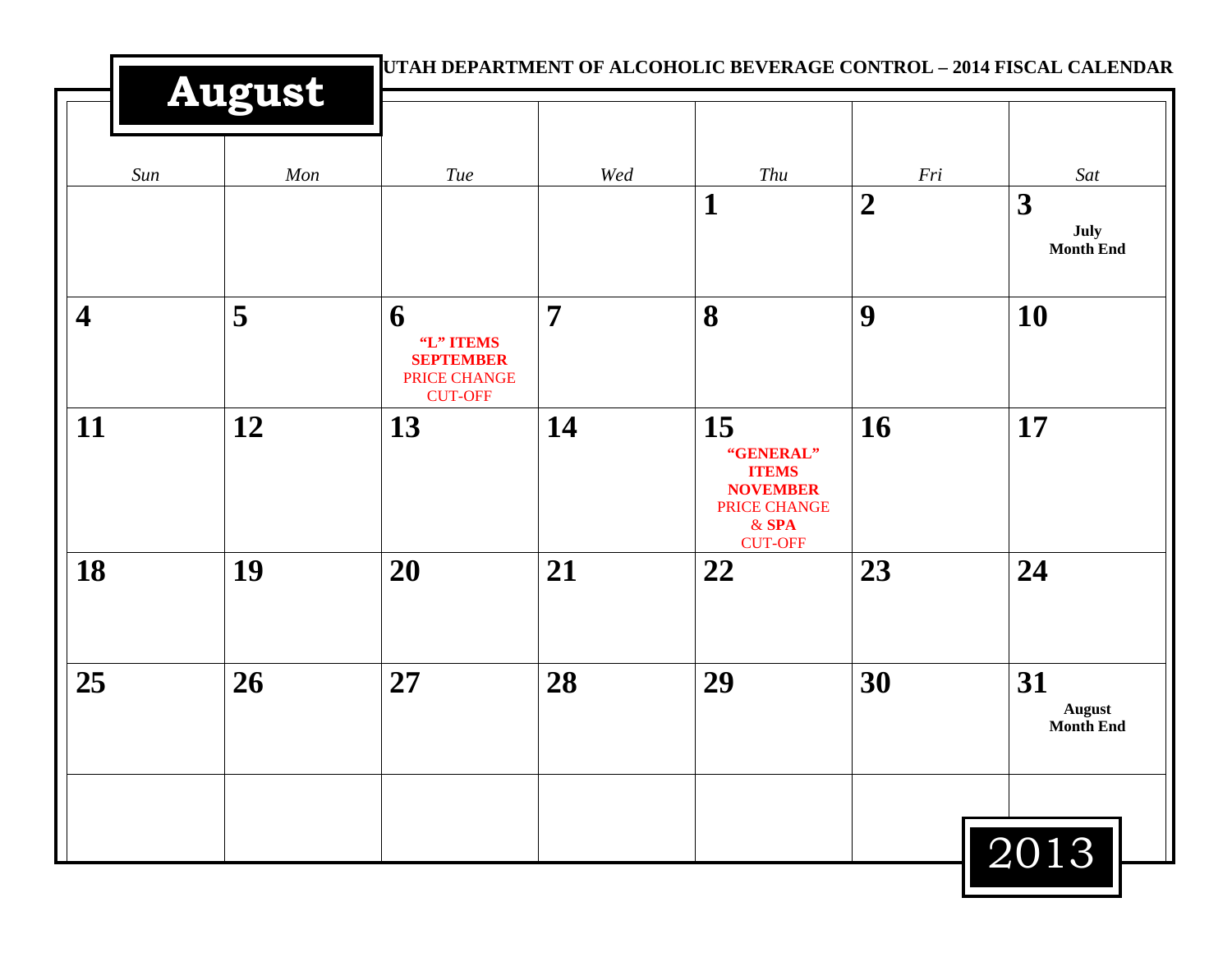UTAH DEPARTMENT OF ALCOHOLIC BEVERAGE CONTROL – 2014 FISCAL CALENDAR

# August 2013

| Sun | Mon | Tue | Wed | Thu | Fri | Sat |
|---|---|---|---|---|---|---|
| | | | | **1** | **2** | **3** **July Month End** |
| **4** | **5** | **6** **“L” ITEMS SEPTEMBER** PRICE CHANGE CUT-OFF | **7** | **8** | **9** | **10** |
| **11** | **12** | **13** | **14** | **15** **“GENERAL” ITEMS NOVEMBER** PRICE CHANGE & **SPA** CUT-OFF | **16** | **17** |
| **18** | **19** | **20** | **21** | **22** | **23** | **24** |
| **25** | **26** | **27** | **28** | **29** | **30** | **31** **August Month End** |
| | | | | | | |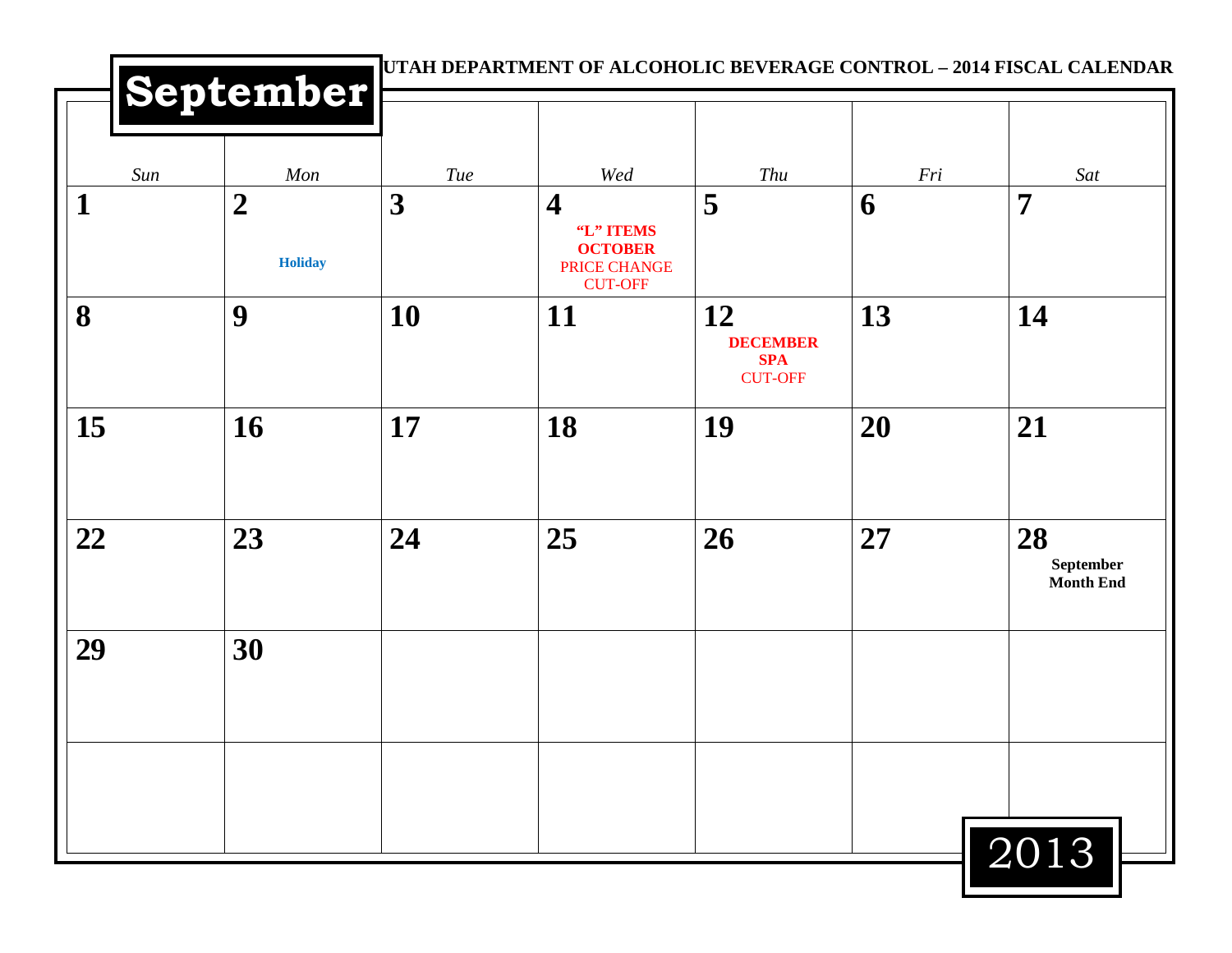UTAH DEPARTMENT OF ALCOHOLIC BEVERAGE CONTROL – 2014 FISCAL CALENDAR

# September 2013

| Sun | Mon | Tue | Wed | Thu | Fri | Sat |
|---|---|---|---|---|---|---|
| **1** | **2** Holiday | **3** | **4** **"L" ITEMS OCTOBER** PRICE CHANGE CUT-OFF | **5** | **6** | **7** |
| **8** | **9** | **10** | **11** | **12** **DECEMBER SPA** CUT-OFF | **13** | **14** |
| **15** | **16** | **17** | **18** | **19** | **20** | **21** |
| **22** | **23** | **24** | **25** | **26** | **27** | **28** **September Month End** |
| **29** | **30** | | | | | |
| | | | | | | |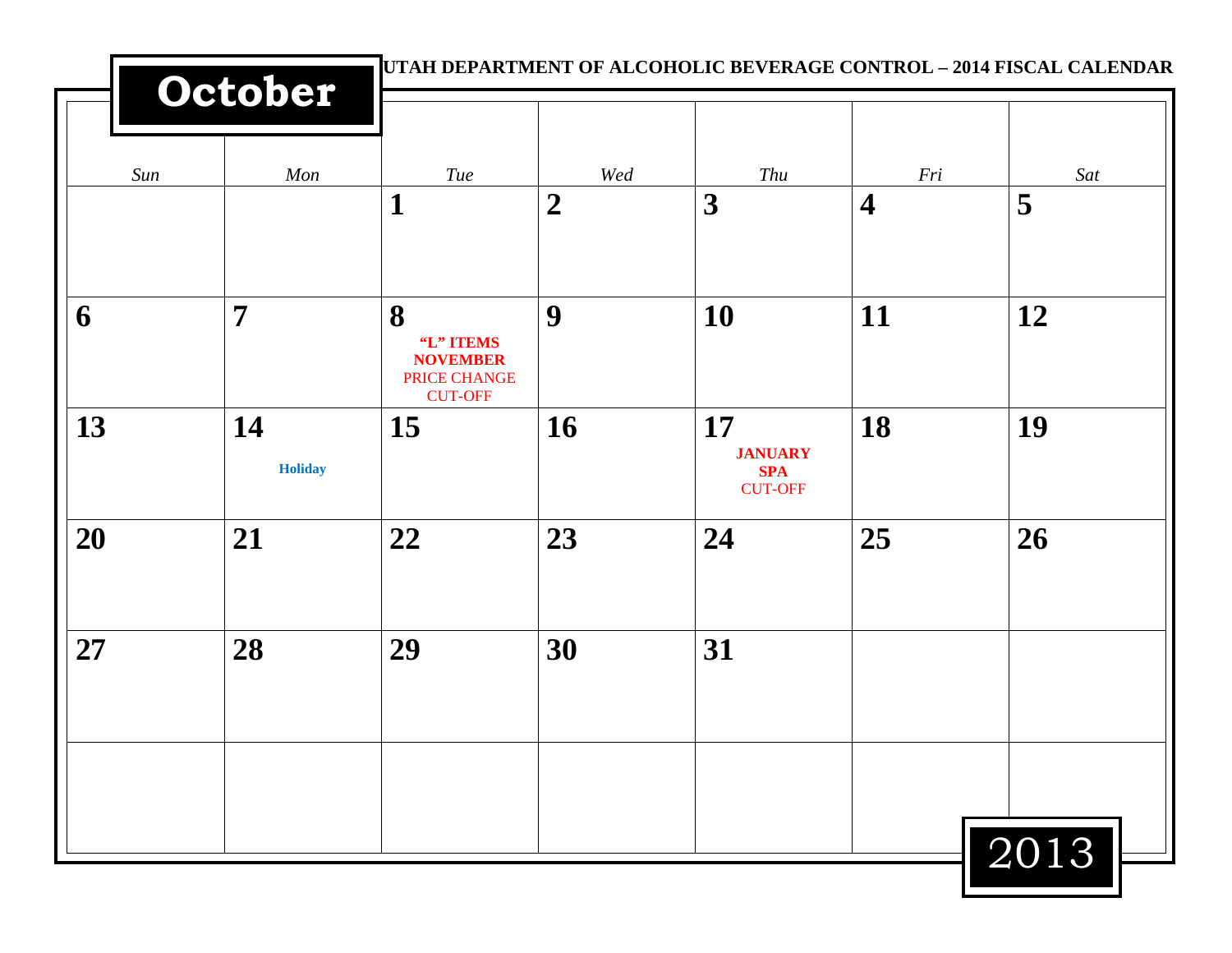# October 2013

**UTAH DEPARTMENT OF ALCOHOLIC BEVERAGE CONTROL – 2014 FISCAL CALENDAR**

| Sun | Mon | Tue | Wed | Thu | Fri | Sat |
|---|---|---|---|---|---|---|
| | | **1** | **2** | **3** | **4** | **5** |
| **6** | **7** | **8** **"L" ITEMS NOVEMBER** PRICE CHANGE CUT-OFF | **9** | **10** | **11** | **12** |
| **13** | **14** **Holiday** | **15** | **16** | **17** **JANUARY SPA** CUT-OFF | **18** | **19** |
| **20** | **21** | **22** | **23** | **24** | **25** | **26** |
| **27** | **28** | **29** | **30** | **31** | | |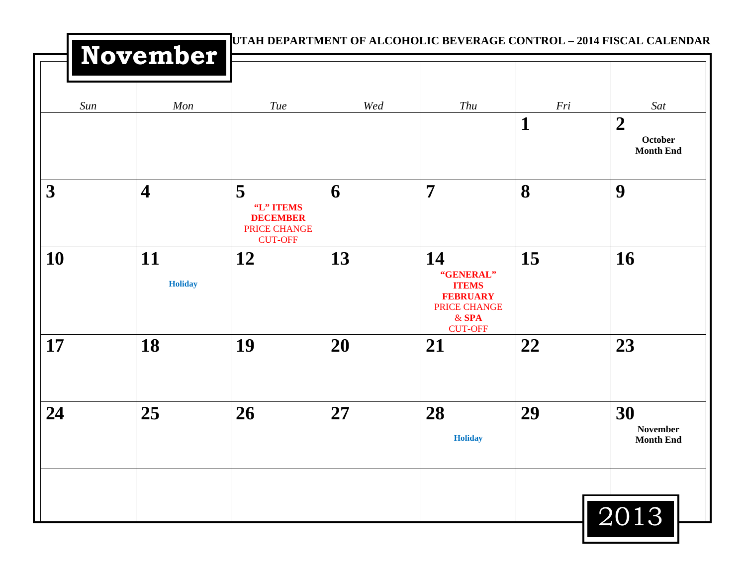UTAH DEPARTMENT OF ALCOHOLIC BEVERAGE CONTROL – 2014 FISCAL CALENDAR

# November 2013

| Sun | Mon | Tue | Wed | Thu | Fri | Sat |
|---|---|---|---|---|---|---|
| | | | | | **1** | **2** October Month End |
| **3** | **4** | **5** "L" ITEMS DECEMBER PRICE CHANGE CUT-OFF | **6** | **7** | **8** | **9** |
| **10** | **11** Holiday | **12** | **13** | **14** "GENERAL" ITEMS FEBRUARY PRICE CHANGE & SPA CUT-OFF | **15** | **16** |
| **17** | **18** | **19** | **20** | **21** | **22** | **23** |
| **24** | **25** | **26** | **27** | **28** Holiday | **29** | **30** November Month End |
| | | | | | | |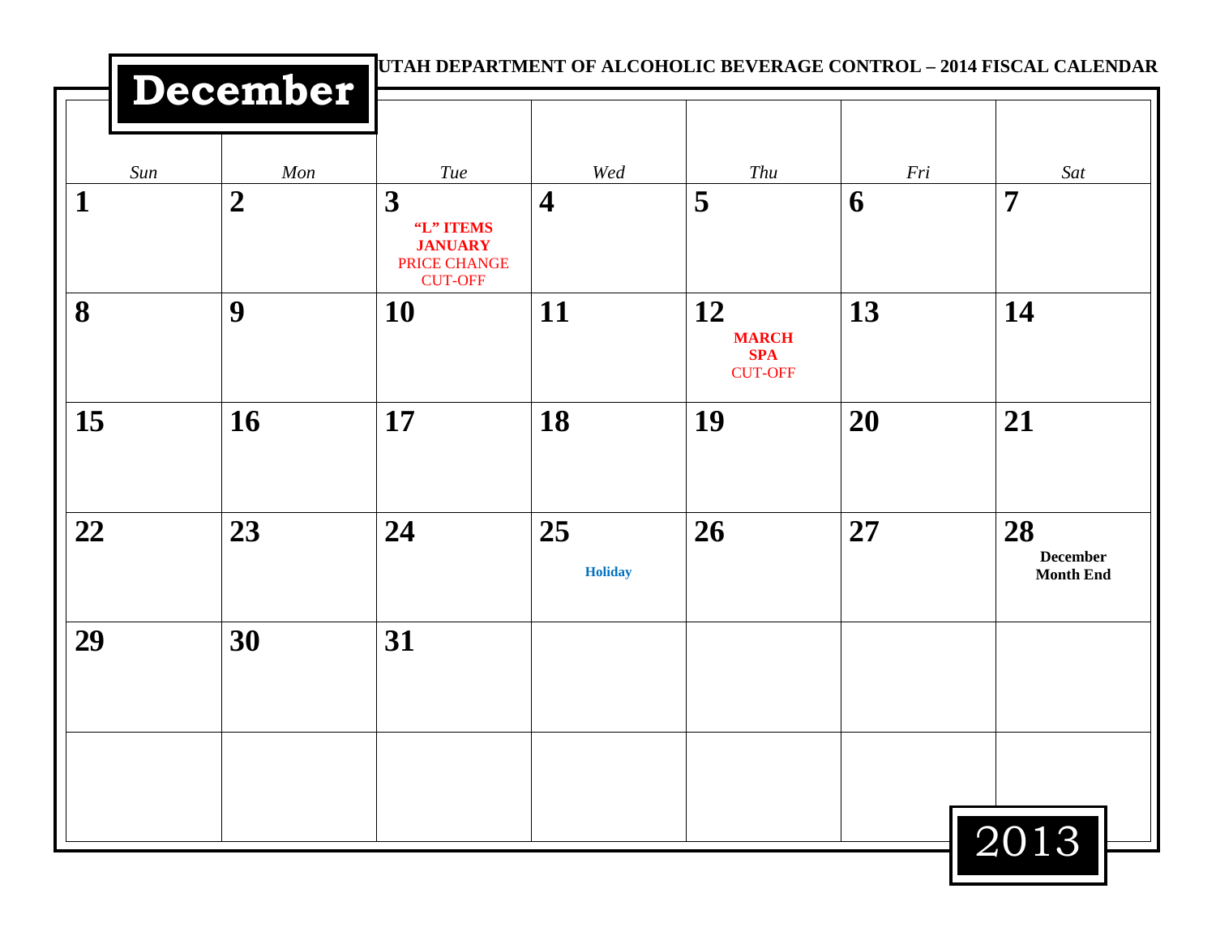# December 2013

**UTAH DEPARTMENT OF ALCOHOLIC BEVERAGE CONTROL – 2014 FISCAL CALENDAR**

| Sun | Mon | Tue | Wed | Thu | Fri | Sat |
|---|---|---|---|---|---|---|
| **1** | **2** | **3** **"L" ITEMS JANUARY** PRICE CHANGE CUT-OFF | **4** | **5** | **6** | **7** |
| **8** | **9** | **10** | **11** | **12** **MARCH SPA** CUT-OFF | **13** | **14** |
| **15** | **16** | **17** | **18** | **19** | **20** | **21** |
| **22** | **23** | **24** | **25** **Holiday** | **26** | **27** | **28** **December Month End** |
| **29** | **30** | **31** | | | | |
| | | | | | | |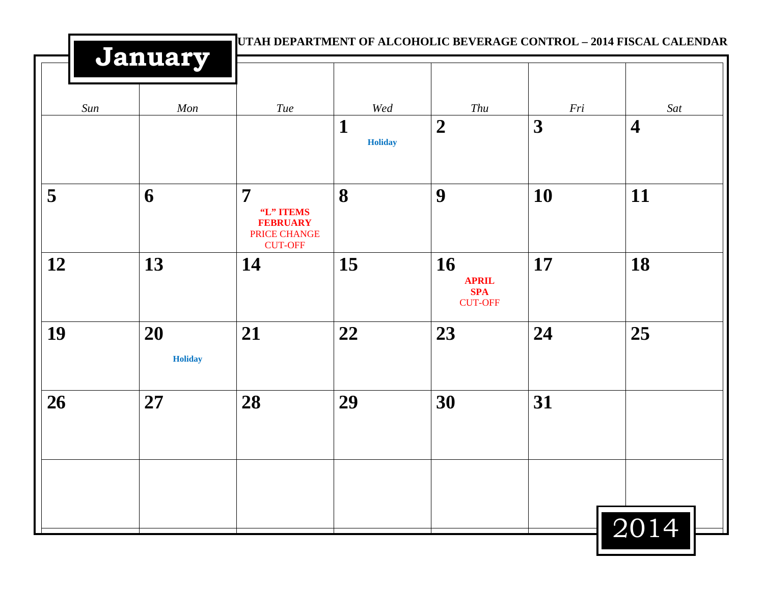# UTAH DEPARTMENT OF ALCOHOLIC BEVERAGE CONTROL – 2014 FISCAL CALENDAR

## January

| Sun | Mon | Tue | Wed | Thu | Fri | Sat |
|---|---|---|---|---|---|---|
| | | | **1** Holiday | **2** | **3** | **4** |
| **5** | **6** | **7** **“L” ITEMS FEBRUARY** PRICE CHANGE CUT-OFF | **8** | **9** | **10** | **11** |
| **12** | **13** | **14** | **15** | **16** **APRIL SPA** CUT-OFF | **17** | **18** |
| **19** | **20** Holiday | **21** | **22** | **23** | **24** | **25** |
| **26** | **27** | **28** | **29** | **30** | **31** | |
| | | | | | | |

2014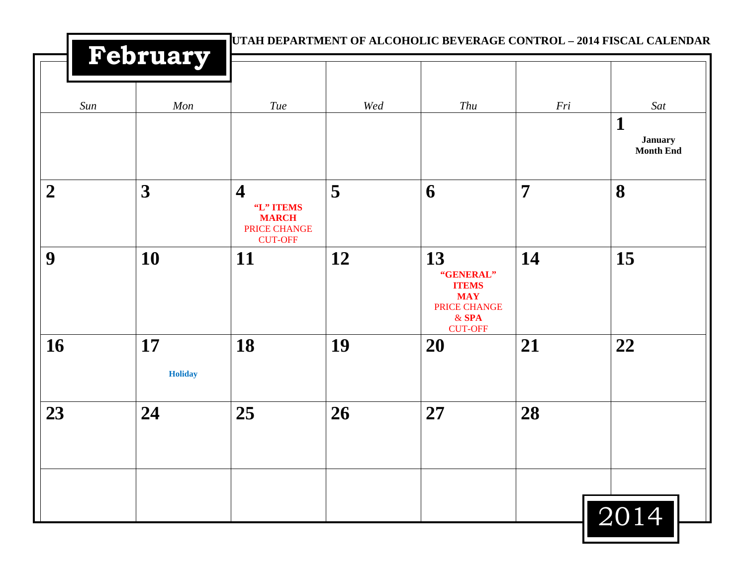# February

**UTAH DEPARTMENT OF ALCOHOLIC BEVERAGE CONTROL – 2014 FISCAL CALENDAR**

| Sun | Mon | Tue | Wed | Thu | Fri | Sat |
|---|---|---|---|---|---|---|
| | | | | | | **1** **January Month End** |
| **2** | **3** | **4** **"L" ITEMS MARCH** PRICE CHANGE CUT-OFF | **5** | **6** | **7** | **8** |
| **9** | **10** | **11** | **12** | **13** **"GENERAL" ITEMS MAY** PRICE CHANGE & **SPA** CUT-OFF | **14** | **15** |
| **16** | **17** **Holiday** | **18** | **19** | **20** | **21** | **22** |
| **23** | **24** | **25** | **26** | **27** | **28** | |
| | | | | | | |

2014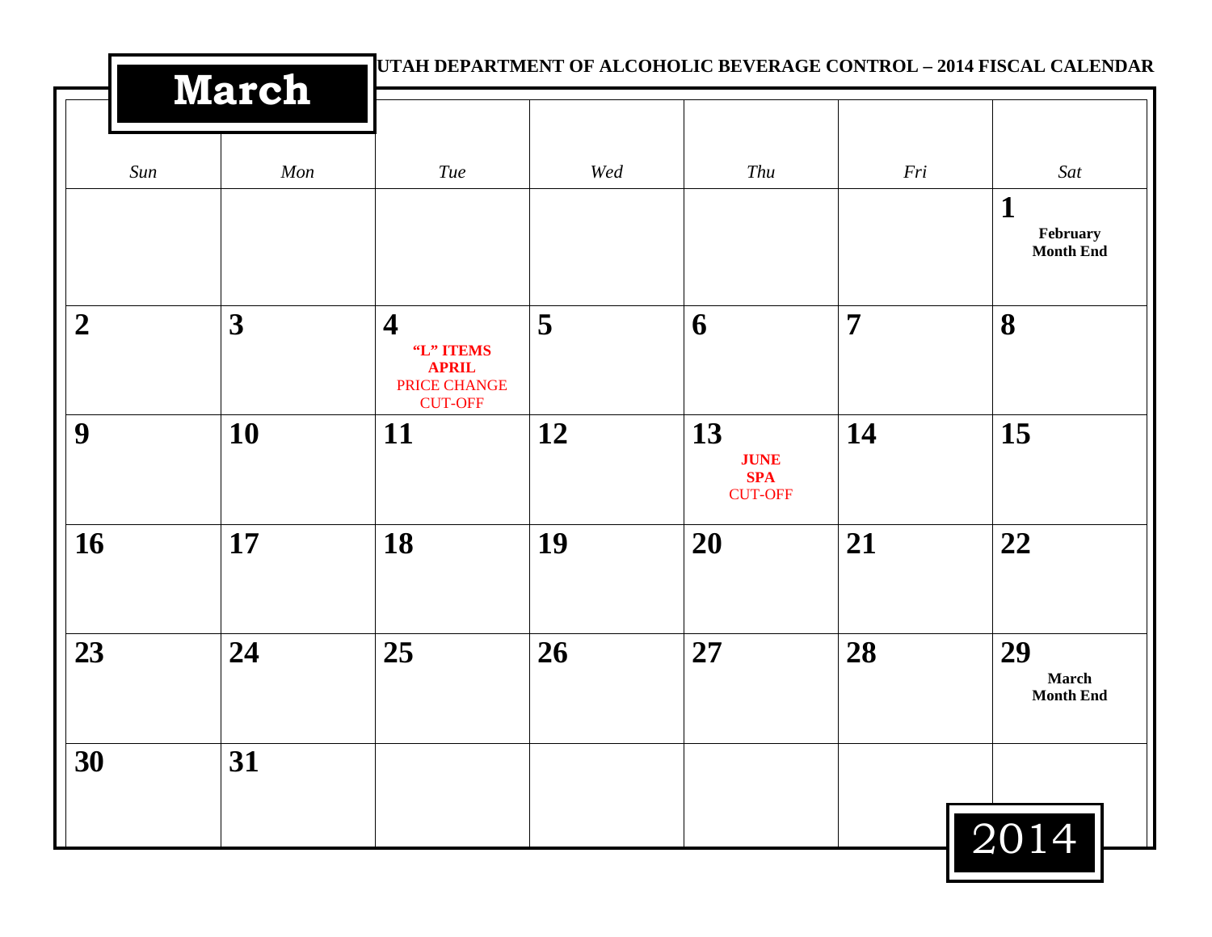UTAH DEPARTMENT OF ALCOHOLIC BEVERAGE CONTROL – 2014 FISCAL CALENDAR

# March

| Sun | Mon | Tue | Wed | Thu | Fri | Sat |
|---|---|---|---|---|---|---|
| | | | | | | **1** **February Month End** |
| **2** | **3** | **4** **"L" ITEMS APRIL** PRICE CHANGE CUT-OFF | **5** | **6** | **7** | **8** |
| **9** | **10** | **11** | **12** | **13** **JUNE SPA** CUT-OFF | **14** | **15** |
| **16** | **17** | **18** | **19** | **20** | **21** | **22** |
| **23** | **24** | **25** | **26** | **27** | **28** | **29** **March Month End** |
| **30** | **31** | | | | | |

2014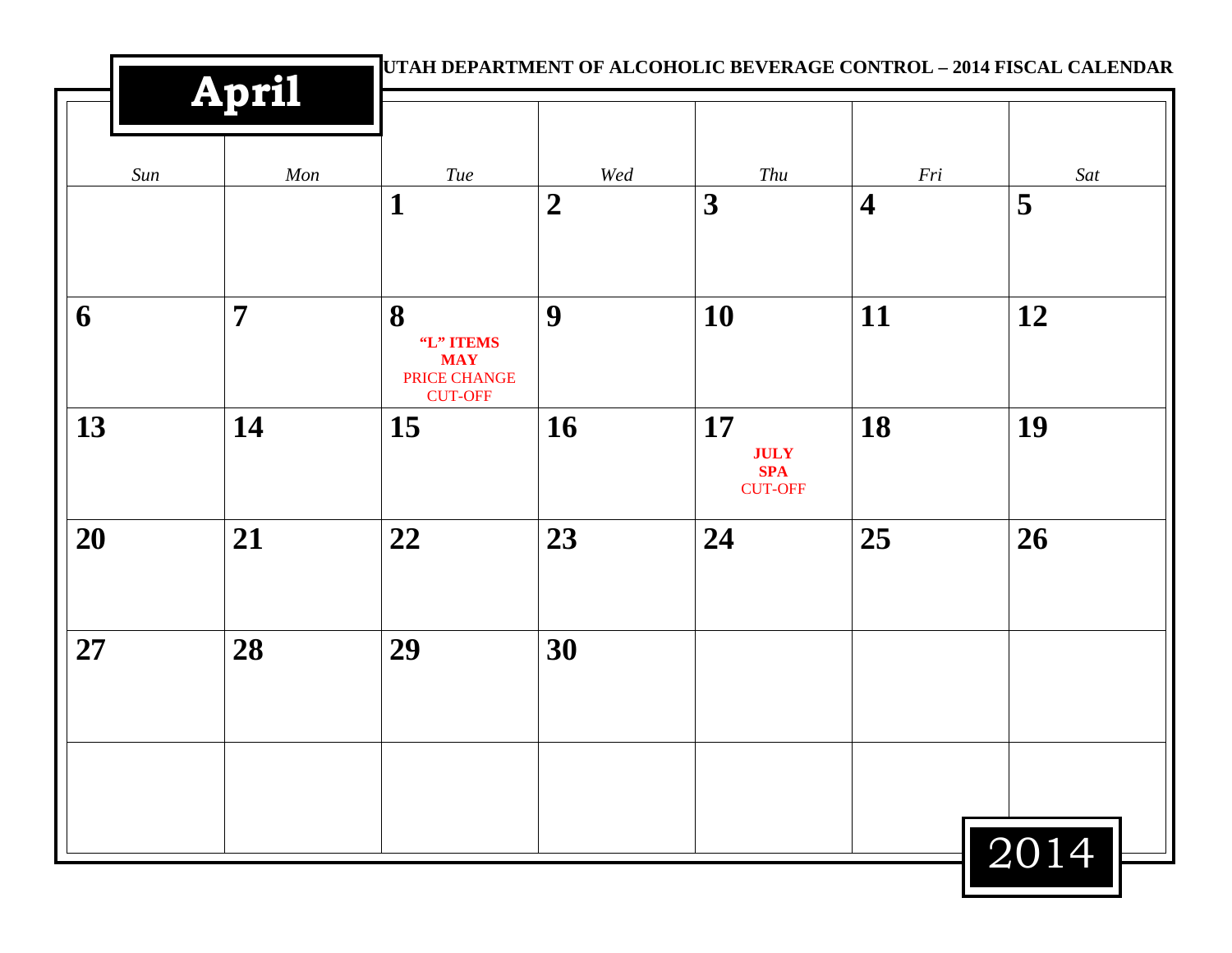# April

**UTAH DEPARTMENT OF ALCOHOLIC BEVERAGE CONTROL – 2014 FISCAL CALENDAR**

| *Sun* | *Mon* | *Tue* | *Wed* | *Thu* | *Fri* | *Sat* |
|---|---|---|---|---|---|---|
| | | **1** | **2** | **3** | **4** | **5** |
| **6** | **7** | **8** **“L” ITEMS MAY** PRICE CHANGE CUT-OFF | **9** | **10** | **11** | **12** |
| **13** | **14** | **15** | **16** | **17** **JULY SPA** CUT-OFF | **18** | **19** |
| **20** | **21** | **22** | **23** | **24** | **25** | **26** |
| **27** | **28** | **29** | **30** | | | |
| | | | | | | |

2014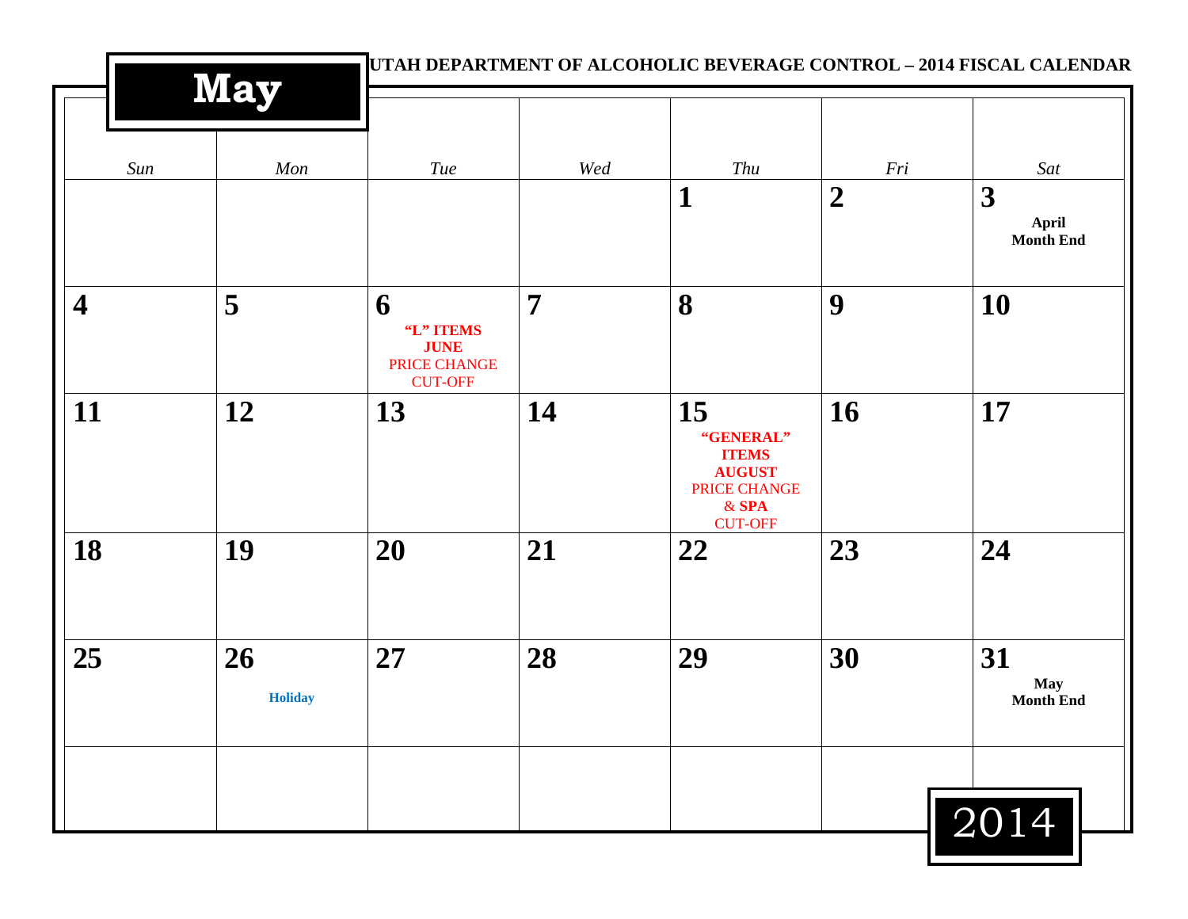# May

UTAH DEPARTMENT OF ALCOHOLIC BEVERAGE CONTROL – 2014 FISCAL CALENDAR

| Sun | Mon | Tue | Wed | Thu | Fri | Sat |
|---|---|---|---|---|---|---|
| | | | | **1** | **2** | **3** **April Month End** |
| **4** | **5** | **6** **"L" ITEMS JUNE** PRICE CHANGE CUT-OFF | **7** | **8** | **9** | **10** |
| **11** | **12** | **13** | **14** | **15** **"GENERAL" ITEMS AUGUST** PRICE CHANGE & **SPA** CUT-OFF | **16** | **17** |
| **18** | **19** | **20** | **21** | **22** | **23** | **24** |
| **25** | **26** **Holiday** | **27** | **28** | **29** | **30** | **31** **May Month End** |
| | | | | | | |

2014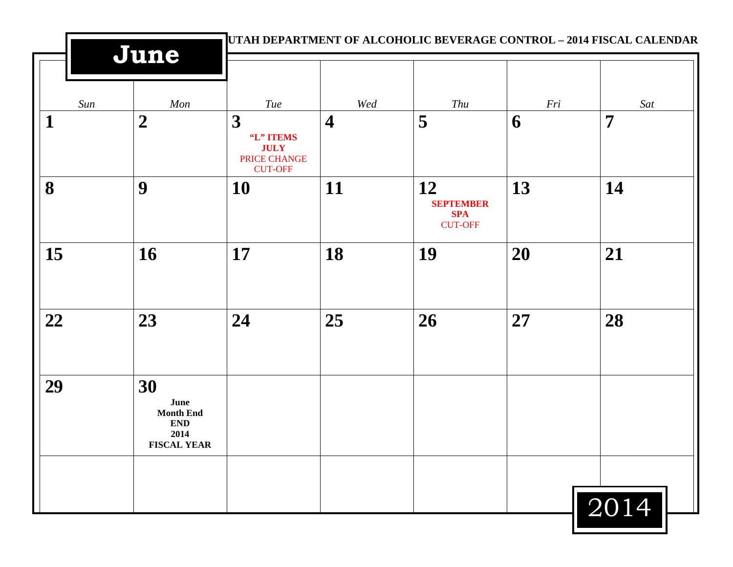# June

UTAH DEPARTMENT OF ALCOHOLIC BEVERAGE CONTROL – 2014 FISCAL CALENDAR

| Sun | Mon | Tue | Wed | Thu | Fri | Sat |
| --- | --- | --- | --- | --- | --- | --- |
| **1** | **2** | **3** **"L" ITEMS JULY** PRICE CHANGE CUT-OFF | **4** | **5** | **6** | **7** |
| **8** | **9** | **10** | **11** | **12** **SEPTEMBER SPA** CUT-OFF | **13** | **14** |
| **15** | **16** | **17** | **18** | **19** | **20** | **21** |
| **22** | **23** | **24** | **25** | **26** | **27** | **28** |
| **29** | **30** **June Month End END 2014 FISCAL YEAR** | | | | | |

2014